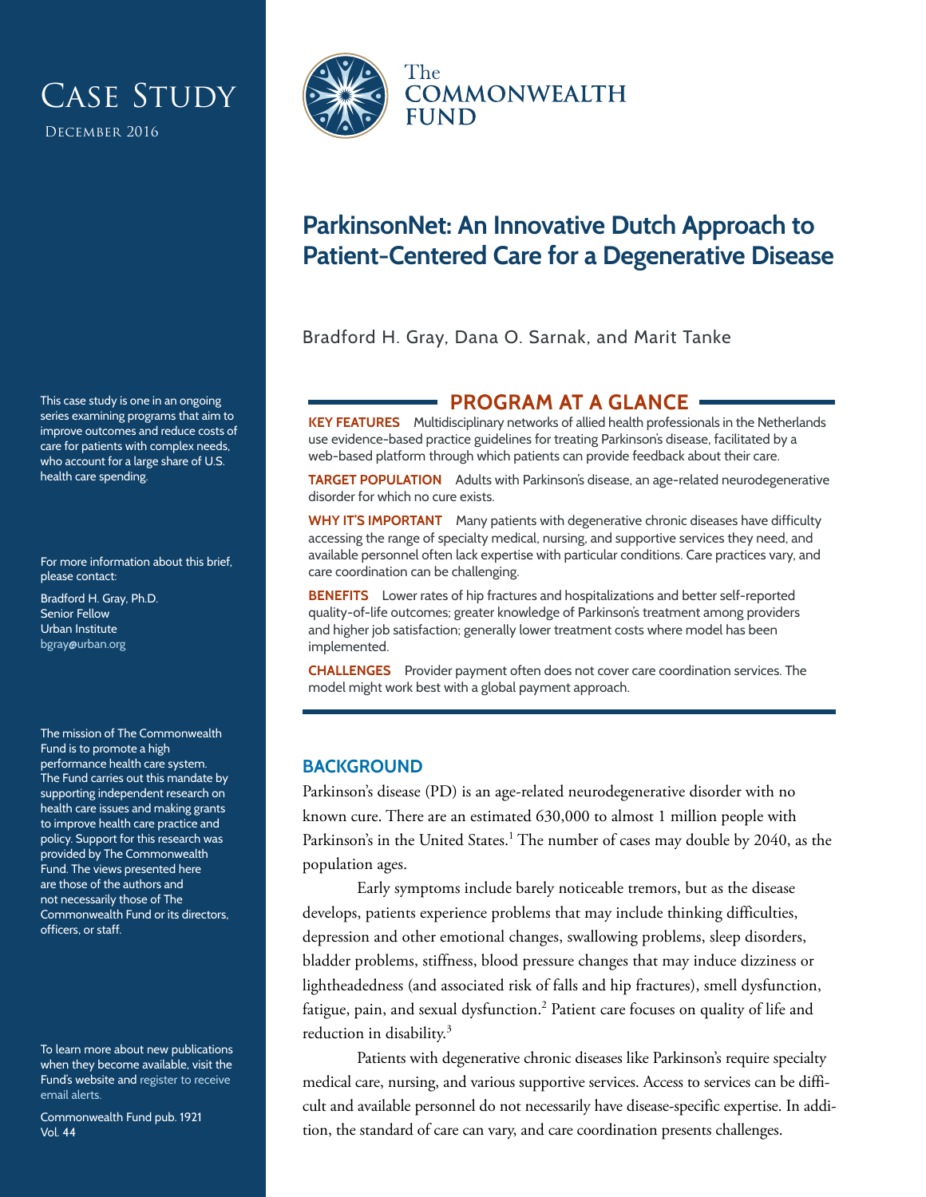# Case Study

December 2016

This case study is one in an ongoing series examining programs that aim to improve outcomes and reduce costs of care for patients with complex needs, who account for a large share of U.S. health care spending.

For more information about this brief, please contact:

Bradford H. Gray, Ph.D.
Senior Fellow
Urban Institute
bgray@urban.org

The mission of The Commonwealth Fund is to promote a high performance health care system. The Fund carries out this mandate by supporting independent research on health care issues and making grants to improve health care practice and policy. Support for this research was provided by The Commonwealth Fund. The views presented here are those of the authors and not necessarily those of The Commonwealth Fund or its directors, officers, or staff.

To learn more about new publications when they become available, visit the Fund's website and register to receive email alerts.

Commonwealth Fund pub. 1921
Vol. 44

The Commonwealth Fund

# ParkinsonNet: An Innovative Dutch Approach to Patient-Centered Care for a Degenerative Disease

Bradford H. Gray, Dana O. Sarnak, and Marit Tanke

## PROGRAM AT A GLANCE

**KEY FEATURES** Multidisciplinary networks of allied health professionals in the Netherlands use evidence-based practice guidelines for treating Parkinson's disease, facilitated by a web-based platform through which patients can provide feedback about their care.

**TARGET POPULATION** Adults with Parkinson's disease, an age-related neurodegenerative disorder for which no cure exists.

**WHY IT'S IMPORTANT** Many patients with degenerative chronic diseases have difficulty accessing the range of specialty medical, nursing, and supportive services they need, and available personnel often lack expertise with particular conditions. Care practices vary, and care coordination can be challenging.

**BENEFITS** Lower rates of hip fractures and hospitalizations and better self-reported quality-of-life outcomes; greater knowledge of Parkinson's treatment among providers and higher job satisfaction; generally lower treatment costs where model has been implemented.

**CHALLENGES** Provider payment often does not cover care coordination services. The model might work best with a global payment approach.

## BACKGROUND

Parkinson's disease (PD) is an age-related neurodegenerative disorder with no known cure. There are an estimated 630,000 to almost 1 million people with Parkinson's in the United States.[1] The number of cases may double by 2040, as the population ages.

Early symptoms include barely noticeable tremors, but as the disease develops, patients experience problems that may include thinking difficulties, depression and other emotional changes, swallowing problems, sleep disorders, bladder problems, stiffness, blood pressure changes that may induce dizziness or lightheadedness (and associated risk of falls and hip fractures), smell dysfunction, fatigue, pain, and sexual dysfunction.[2] Patient care focuses on quality of life and reduction in disability.[3]

Patients with degenerative chronic diseases like Parkinson's require specialty medical care, nursing, and various supportive services. Access to services can be difficult and available personnel do not necessarily have disease-specific expertise. In addition, the standard of care can vary, and care coordination presents challenges.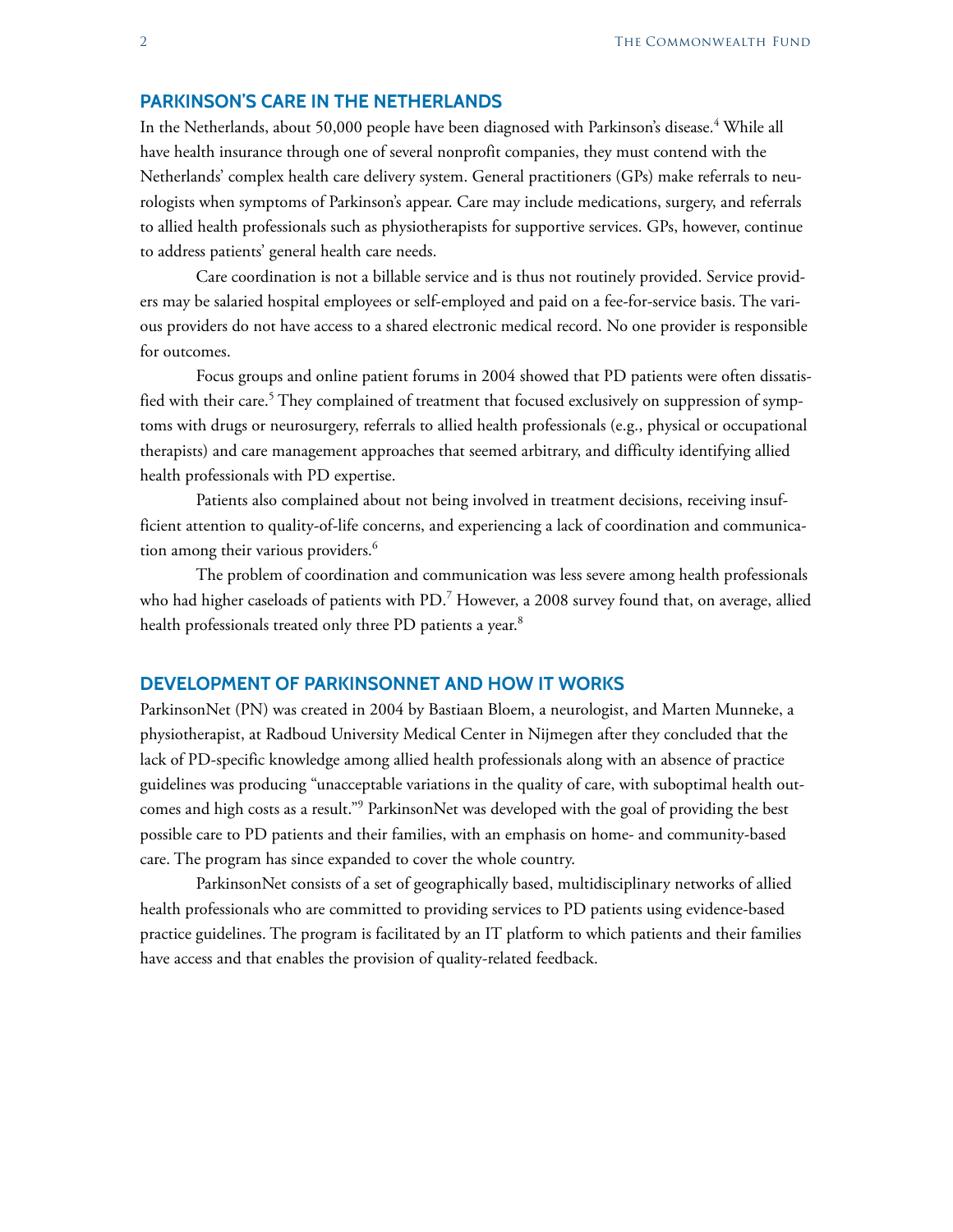## PARKINSON'S CARE IN THE NETHERLANDS

In the Netherlands, about 50,000 people have been diagnosed with Parkinson's disease.[4] While all have health insurance through one of several nonprofit companies, they must contend with the Netherlands' complex health care delivery system. General practitioners (GPs) make referrals to neurologists when symptoms of Parkinson's appear. Care may include medications, surgery, and referrals to allied health professionals such as physiotherapists for supportive services. GPs, however, continue to address patients' general health care needs.

Care coordination is not a billable service and is thus not routinely provided. Service providers may be salaried hospital employees or self-employed and paid on a fee-for-service basis. The various providers do not have access to a shared electronic medical record. No one provider is responsible for outcomes.

Focus groups and online patient forums in 2004 showed that PD patients were often dissatisfied with their care.[5] They complained of treatment that focused exclusively on suppression of symptoms with drugs or neurosurgery, referrals to allied health professionals (e.g., physical or occupational therapists) and care management approaches that seemed arbitrary, and difficulty identifying allied health professionals with PD expertise.

Patients also complained about not being involved in treatment decisions, receiving insufficient attention to quality-of-life concerns, and experiencing a lack of coordination and communication among their various providers.[6]

The problem of coordination and communication was less severe among health professionals who had higher caseloads of patients with PD.[7] However, a 2008 survey found that, on average, allied health professionals treated only three PD patients a year.[8]

## DEVELOPMENT OF PARKINSONNET AND HOW IT WORKS

ParkinsonNet (PN) was created in 2004 by Bastiaan Bloem, a neurologist, and Marten Munneke, a physiotherapist, at Radboud University Medical Center in Nijmegen after they concluded that the lack of PD-specific knowledge among allied health professionals along with an absence of practice guidelines was producing "unacceptable variations in the quality of care, with suboptimal health outcomes and high costs as a result."[9] ParkinsonNet was developed with the goal of providing the best possible care to PD patients and their families, with an emphasis on home- and community-based care. The program has since expanded to cover the whole country.

ParkinsonNet consists of a set of geographically based, multidisciplinary networks of allied health professionals who are committed to providing services to PD patients using evidence-based practice guidelines. The program is facilitated by an IT platform to which patients and their families have access and that enables the provision of quality-related feedback.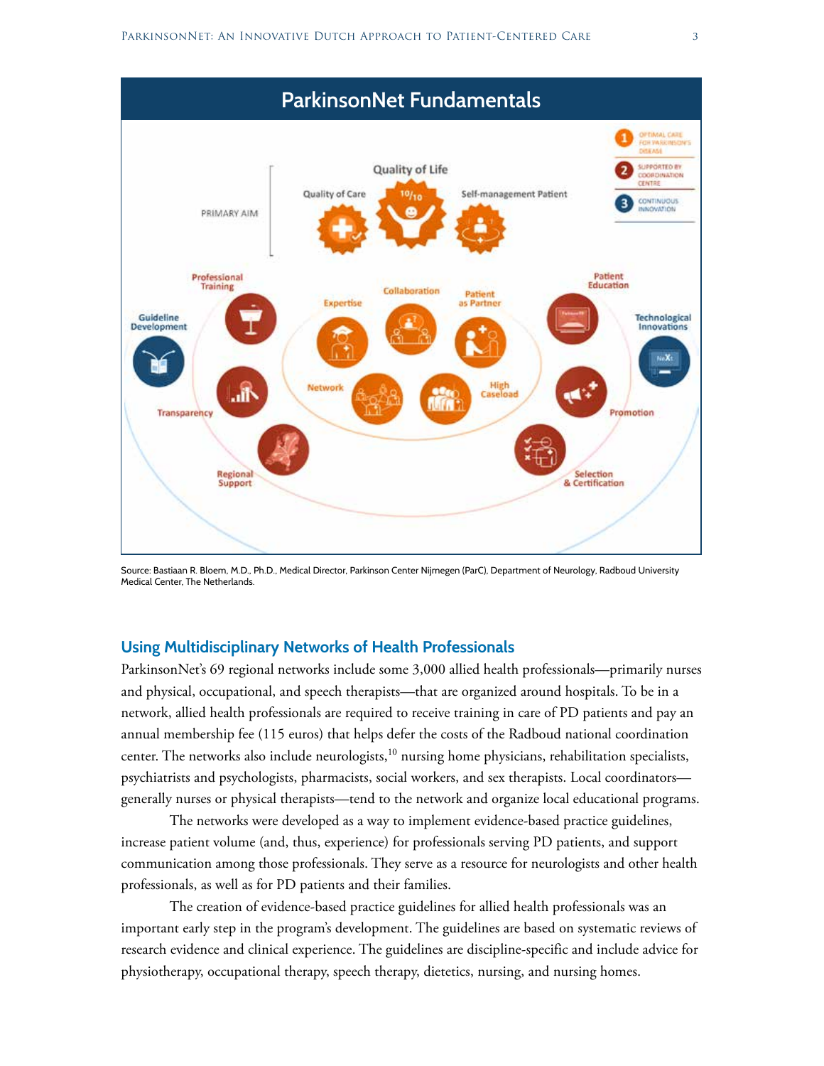## ParkinsonNet Fundamentals

PRIMARY AIM

Quality of Life

Quality of Care

Self-management Patient

1 OPTIMAL CARE FOR PARKINSON'S DISEASE

2 SUPPORTED BY COORDINATION CENTRE

3 CONTINUOUS INNOVATION

Professional Training

Guideline Development

Transparency

Regional Support

Expertise

Collaboration

Patient as Partner

Network

High Caseload

Patient Education

Technological Innovations

Promotion

Selection & Certification

Source: Bastiaan R. Bloem, M.D., Ph.D., Medical Director, Parkinson Center Nijmegen (ParC), Department of Neurology, Radboud University Medical Center, The Netherlands.

### Using Multidisciplinary Networks of Health Professionals

ParkinsonNet's 69 regional networks include some 3,000 allied health professionals—primarily nurses and physical, occupational, and speech therapists—that are organized around hospitals. To be in a network, allied health professionals are required to receive training in care of PD patients and pay an annual membership fee (115 euros) that helps defer the costs of the Radboud national coordination center. The networks also include neurologists,[10] nursing home physicians, rehabilitation specialists, psychiatrists and psychologists, pharmacists, social workers, and sex therapists. Local coordinators—generally nurses or physical therapists—tend to the network and organize local educational programs.

The networks were developed as a way to implement evidence-based practice guidelines, increase patient volume (and, thus, experience) for professionals serving PD patients, and support communication among those professionals. They serve as a resource for neurologists and other health professionals, as well as for PD patients and their families.

The creation of evidence-based practice guidelines for allied health professionals was an important early step in the program's development. The guidelines are based on systematic reviews of research evidence and clinical experience. The guidelines are discipline-specific and include advice for physiotherapy, occupational therapy, speech therapy, dietetics, nursing, and nursing homes.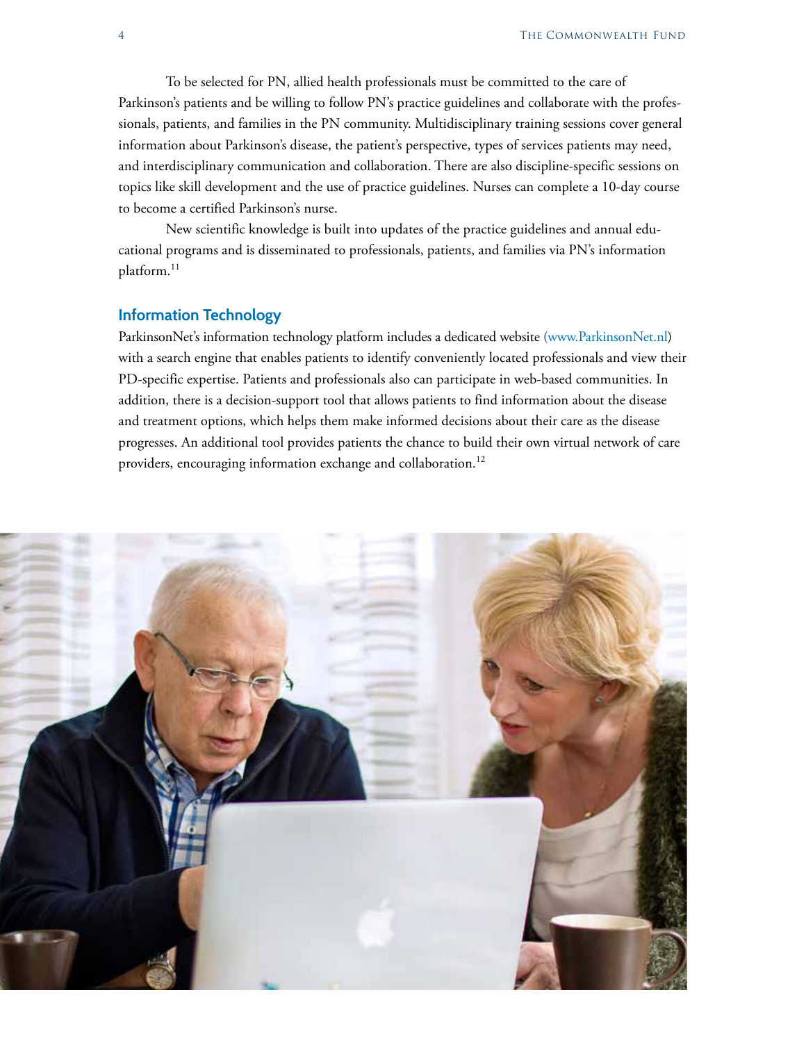To be selected for PN, allied health professionals must be committed to the care of Parkinson's patients and be willing to follow PN's practice guidelines and collaborate with the professionals, patients, and families in the PN community. Multidisciplinary training sessions cover general information about Parkinson's disease, the patient's perspective, types of services patients may need, and interdisciplinary communication and collaboration. There are also discipline-specific sessions on topics like skill development and the use of practice guidelines. Nurses can complete a 10-day course to become a certified Parkinson's nurse.

New scientific knowledge is built into updates of the practice guidelines and annual educational programs and is disseminated to professionals, patients, and families via PN's information platform.[11]

### Information Technology

ParkinsonNet's information technology platform includes a dedicated website (www.ParkinsonNet.nl) with a search engine that enables patients to identify conveniently located professionals and view their PD-specific expertise. Patients and professionals also can participate in web-based communities. In addition, there is a decision-support tool that allows patients to find information about the disease and treatment options, which helps them make informed decisions about their care as the disease progresses. An additional tool provides patients the chance to build their own virtual network of care providers, encouraging information exchange and collaboration.[12]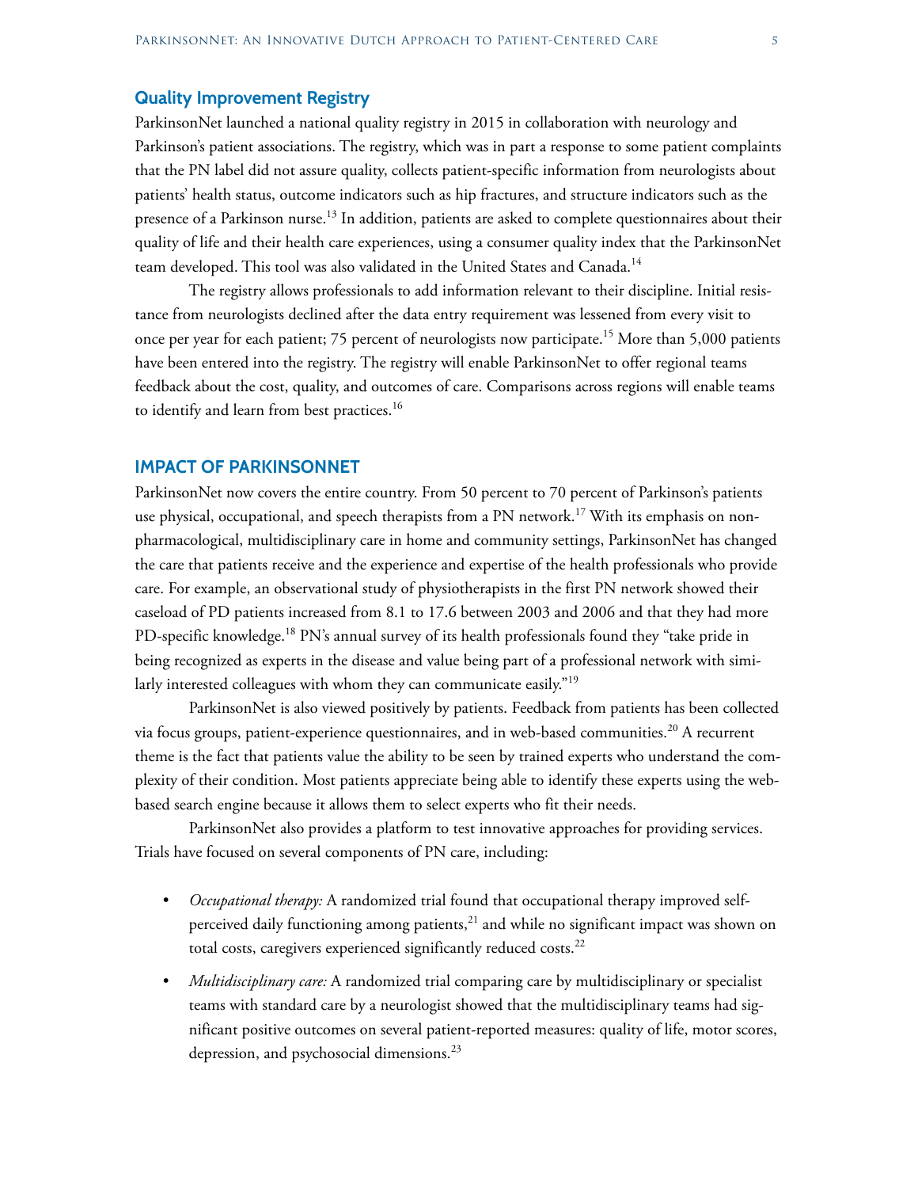### Quality Improvement Registry

ParkinsonNet launched a national quality registry in 2015 in collaboration with neurology and Parkinson's patient associations. The registry, which was in part a response to some patient complaints that the PN label did not assure quality, collects patient-specific information from neurologists about patients' health status, outcome indicators such as hip fractures, and structure indicators such as the presence of a Parkinson nurse.[13] In addition, patients are asked to complete questionnaires about their quality of life and their health care experiences, using a consumer quality index that the ParkinsonNet team developed. This tool was also validated in the United States and Canada.[14]

The registry allows professionals to add information relevant to their discipline. Initial resistance from neurologists declined after the data entry requirement was lessened from every visit to once per year for each patient; 75 percent of neurologists now participate.[15] More than 5,000 patients have been entered into the registry. The registry will enable ParkinsonNet to offer regional teams feedback about the cost, quality, and outcomes of care. Comparisons across regions will enable teams to identify and learn from best practices.[16]

## IMPACT OF PARKINSONNET

ParkinsonNet now covers the entire country. From 50 percent to 70 percent of Parkinson's patients use physical, occupational, and speech therapists from a PN network.[17] With its emphasis on non-pharmacological, multidisciplinary care in home and community settings, ParkinsonNet has changed the care that patients receive and the experience and expertise of the health professionals who provide care. For example, an observational study of physiotherapists in the first PN network showed their caseload of PD patients increased from 8.1 to 17.6 between 2003 and 2006 and that they had more PD-specific knowledge.[18] PN's annual survey of its health professionals found they "take pride in being recognized as experts in the disease and value being part of a professional network with similarly interested colleagues with whom they can communicate easily."[19]

ParkinsonNet is also viewed positively by patients. Feedback from patients has been collected via focus groups, patient-experience questionnaires, and in web-based communities.[20] A recurrent theme is the fact that patients value the ability to be seen by trained experts who understand the complexity of their condition. Most patients appreciate being able to identify these experts using the web-based search engine because it allows them to select experts who fit their needs.

ParkinsonNet also provides a platform to test innovative approaches for providing services. Trials have focused on several components of PN care, including:

- *Occupational therapy:* A randomized trial found that occupational therapy improved self-perceived daily functioning among patients,[21] and while no significant impact was shown on total costs, caregivers experienced significantly reduced costs.[22]
- *Multidisciplinary care:* A randomized trial comparing care by multidisciplinary or specialist teams with standard care by a neurologist showed that the multidisciplinary teams had significant positive outcomes on several patient-reported measures: quality of life, motor scores, depression, and psychosocial dimensions.[23]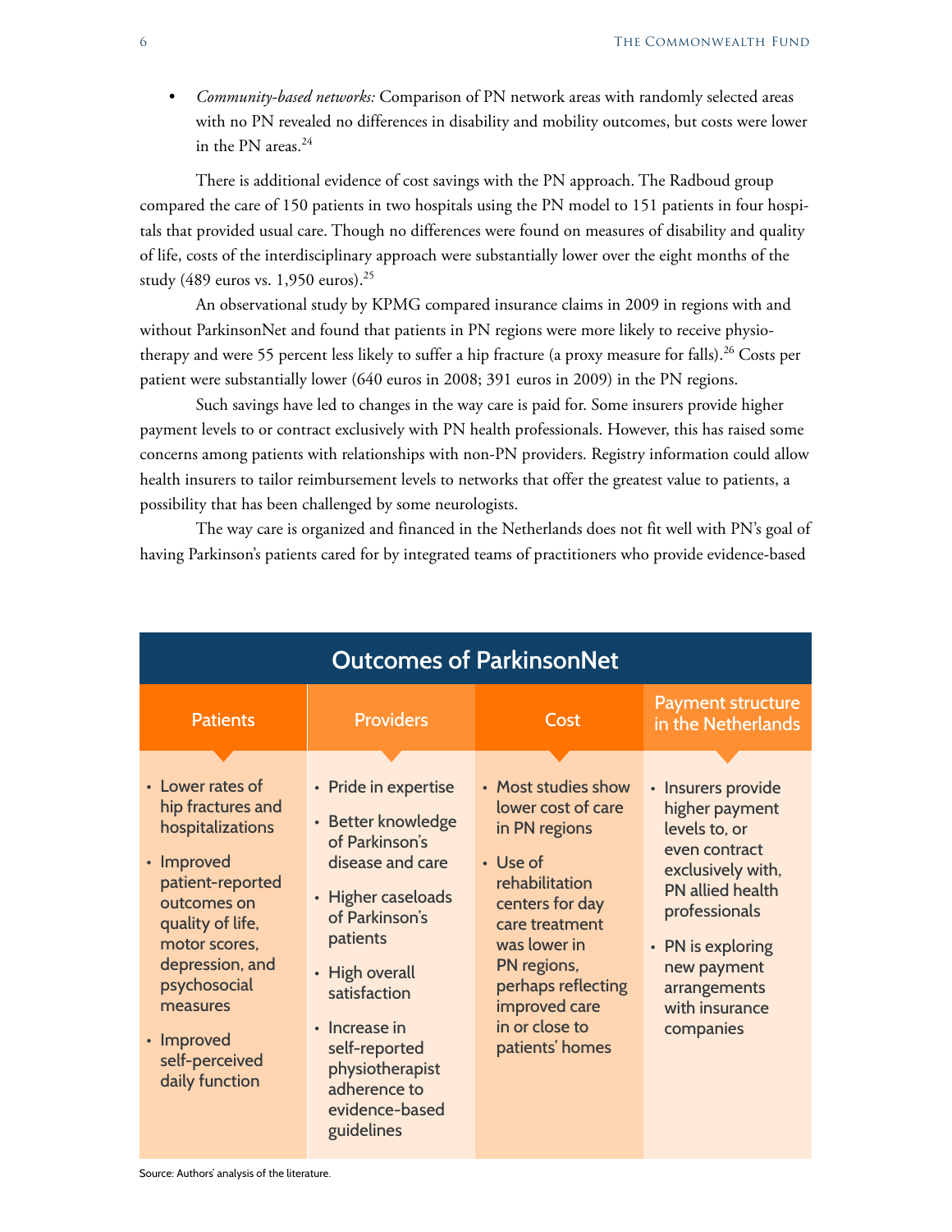- *Community-based networks:* Comparison of PN network areas with randomly selected areas with no PN revealed no differences in disability and mobility outcomes, but costs were lower in the PN areas.[24]

There is additional evidence of cost savings with the PN approach. The Radboud group compared the care of 150 patients in two hospitals using the PN model to 151 patients in four hospitals that provided usual care. Though no differences were found on measures of disability and quality of life, costs of the interdisciplinary approach were substantially lower over the eight months of the study (489 euros vs. 1,950 euros).[25]

An observational study by KPMG compared insurance claims in 2009 in regions with and without ParkinsonNet and found that patients in PN regions were more likely to receive physiotherapy and were 55 percent less likely to suffer a hip fracture (a proxy measure for falls).[26] Costs per patient were substantially lower (640 euros in 2008; 391 euros in 2009) in the PN regions.

Such savings have led to changes in the way care is paid for. Some insurers provide higher payment levels to or contract exclusively with PN health professionals. However, this has raised some concerns among patients with relationships with non-PN providers. Registry information could allow health insurers to tailor reimbursement levels to networks that offer the greatest value to patients, a possibility that has been challenged by some neurologists.

The way care is organized and financed in the Netherlands does not fit well with PN's goal of having Parkinson's patients cared for by integrated teams of practitioners who provide evidence-based

**Outcomes of ParkinsonNet**

| Patients | Providers | Cost | Payment structure in the Netherlands |
|---|---|---|---|
| • Lower rates of hip fractures and hospitalizations<br>• Improved patient-reported outcomes on quality of life, motor scores, depression, and psychosocial measures<br>• Improved self-perceived daily function | • Pride in expertise<br>• Better knowledge of Parkinson's disease and care<br>• Higher caseloads of Parkinson's patients<br>• High overall satisfaction<br>• Increase in self-reported physiotherapist adherence to evidence-based guidelines | • Most studies show lower cost of care in PN regions<br>• Use of rehabilitation centers for day care treatment was lower in PN regions, perhaps reflecting improved care in or close to patients' homes | • Insurers provide higher payment levels to, or even contract exclusively with, PN allied health professionals<br>• PN is exploring new payment arrangements with insurance companies |

Source: Authors' analysis of the literature.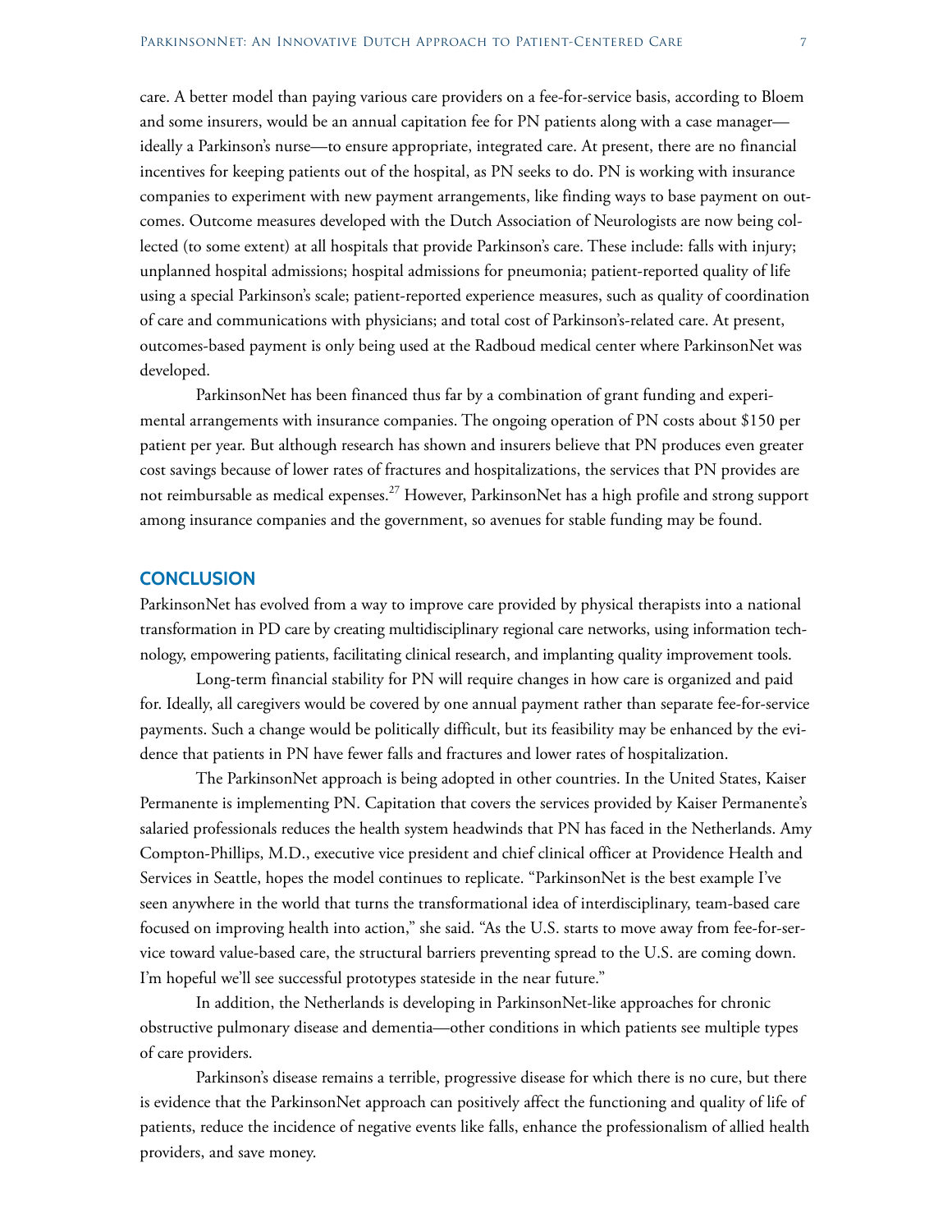care. A better model than paying various care providers on a fee-for-service basis, according to Bloem and some insurers, would be an annual capitation fee for PN patients along with a case manager—ideally a Parkinson's nurse—to ensure appropriate, integrated care. At present, there are no financial incentives for keeping patients out of the hospital, as PN seeks to do. PN is working with insurance companies to experiment with new payment arrangements, like finding ways to base payment on outcomes. Outcome measures developed with the Dutch Association of Neurologists are now being collected (to some extent) at all hospitals that provide Parkinson's care. These include: falls with injury; unplanned hospital admissions; hospital admissions for pneumonia; patient-reported quality of life using a special Parkinson's scale; patient-reported experience measures, such as quality of coordination of care and communications with physicians; and total cost of Parkinson's-related care. At present, outcomes-based payment is only being used at the Radboud medical center where ParkinsonNet was developed.

ParkinsonNet has been financed thus far by a combination of grant funding and experimental arrangements with insurance companies. The ongoing operation of PN costs about $150 per patient per year. But although research has shown and insurers believe that PN produces even greater cost savings because of lower rates of fractures and hospitalizations, the services that PN provides are not reimbursable as medical expenses.[27] However, ParkinsonNet has a high profile and strong support among insurance companies and the government, so avenues for stable funding may be found.

## CONCLUSION

ParkinsonNet has evolved from a way to improve care provided by physical therapists into a national transformation in PD care by creating multidisciplinary regional care networks, using information technology, empowering patients, facilitating clinical research, and implanting quality improvement tools.

Long-term financial stability for PN will require changes in how care is organized and paid for. Ideally, all caregivers would be covered by one annual payment rather than separate fee-for-service payments. Such a change would be politically difficult, but its feasibility may be enhanced by the evidence that patients in PN have fewer falls and fractures and lower rates of hospitalization.

The ParkinsonNet approach is being adopted in other countries. In the United States, Kaiser Permanente is implementing PN. Capitation that covers the services provided by Kaiser Permanente's salaried professionals reduces the health system headwinds that PN has faced in the Netherlands. Amy Compton-Phillips, M.D., executive vice president and chief clinical officer at Providence Health and Services in Seattle, hopes the model continues to replicate. "ParkinsonNet is the best example I've seen anywhere in the world that turns the transformational idea of interdisciplinary, team-based care focused on improving health into action," she said. "As the U.S. starts to move away from fee-for-service toward value-based care, the structural barriers preventing spread to the U.S. are coming down. I'm hopeful we'll see successful prototypes stateside in the near future."

In addition, the Netherlands is developing in ParkinsonNet-like approaches for chronic obstructive pulmonary disease and dementia—other conditions in which patients see multiple types of care providers.

Parkinson's disease remains a terrible, progressive disease for which there is no cure, but there is evidence that the ParkinsonNet approach can positively affect the functioning and quality of life of patients, reduce the incidence of negative events like falls, enhance the professionalism of allied health providers, and save money.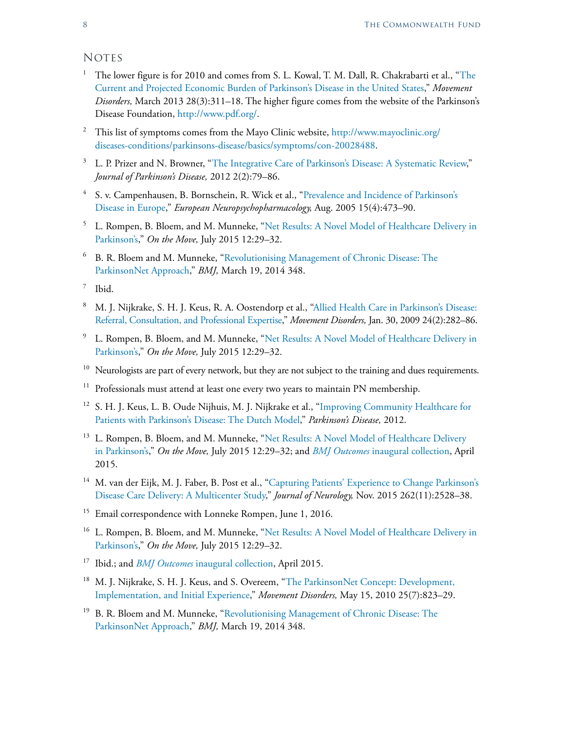## Notes

1. The lower figure is for 2010 and comes from S. L. Kowal, T. M. Dall, R. Chakrabarti et al., "The Current and Projected Economic Burden of Parkinson's Disease in the United States," *Movement Disorders,* March 2013 28(3):311–18. The higher figure comes from the website of the Parkinson's Disease Foundation, http://www.pdf.org/.

2. This list of symptoms comes from the Mayo Clinic website, http://www.mayoclinic.org/diseases-conditions/parkinsons-disease/basics/symptoms/con-20028488.

3. L. P. Prizer and N. Browner, "The Integrative Care of Parkinson's Disease: A Systematic Review," *Journal of Parkinson's Disease,* 2012 2(2):79–86.

4. S. v. Campenhausen, B. Bornschein, R. Wick et al., "Prevalence and Incidence of Parkinson's Disease in Europe," *European Neuropsychopharmacology,* Aug. 2005 15(4):473–90.

5. L. Rompen, B. Bloem, and M. Munneke, "Net Results: A Novel Model of Healthcare Delivery in Parkinson's," *On the Move,* July 2015 12:29–32.

6. B. R. Bloem and M. Munneke, "Revolutionising Management of Chronic Disease: The ParkinsonNet Approach," *BMJ,* March 19, 2014 348.

7. Ibid.

8. M. J. Nijkrake, S. H. J. Keus, R. A. Oostendorp et al., "Allied Health Care in Parkinson's Disease: Referral, Consultation, and Professional Expertise," *Movement Disorders,* Jan. 30, 2009 24(2):282–86.

9. L. Rompen, B. Bloem, and M. Munneke, "Net Results: A Novel Model of Healthcare Delivery in Parkinson's," *On the Move,* July 2015 12:29–32.

10. Neurologists are part of every network, but they are not subject to the training and dues requirements.

11. Professionals must attend at least one every two years to maintain PN membership.

12. S. H. J. Keus, L. B. Oude Nijhuis, M. J. Nijkrake et al., "Improving Community Healthcare for Patients with Parkinson's Disease: The Dutch Model," *Parkinson's Disease,* 2012.

13. L. Rompen, B. Bloem, and M. Munneke, "Net Results: A Novel Model of Healthcare Delivery in Parkinson's," *On the Move,* July 2015 12:29–32; and *BMJ Outcomes* inaugural collection, April 2015.

14. M. van der Eijk, M. J. Faber, B. Post et al., "Capturing Patients' Experience to Change Parkinson's Disease Care Delivery: A Multicenter Study," *Journal of Neurology,* Nov. 2015 262(11):2528–38.

15. Email correspondence with Lonneke Rompen, June 1, 2016.

16. L. Rompen, B. Bloem, and M. Munneke, "Net Results: A Novel Model of Healthcare Delivery in Parkinson's," *On the Move,* July 2015 12:29–32.

17. Ibid.; and *BMJ Outcomes* inaugural collection, April 2015.

18. M. J. Nijkrake, S. H. J. Keus, and S. Overeem, "The ParkinsonNet Concept: Development, Implementation, and Initial Experience," *Movement Disorders,* May 15, 2010 25(7):823–29.

19. B. R. Bloem and M. Munneke, "Revolutionising Management of Chronic Disease: The ParkinsonNet Approach," *BMJ,* March 19, 2014 348.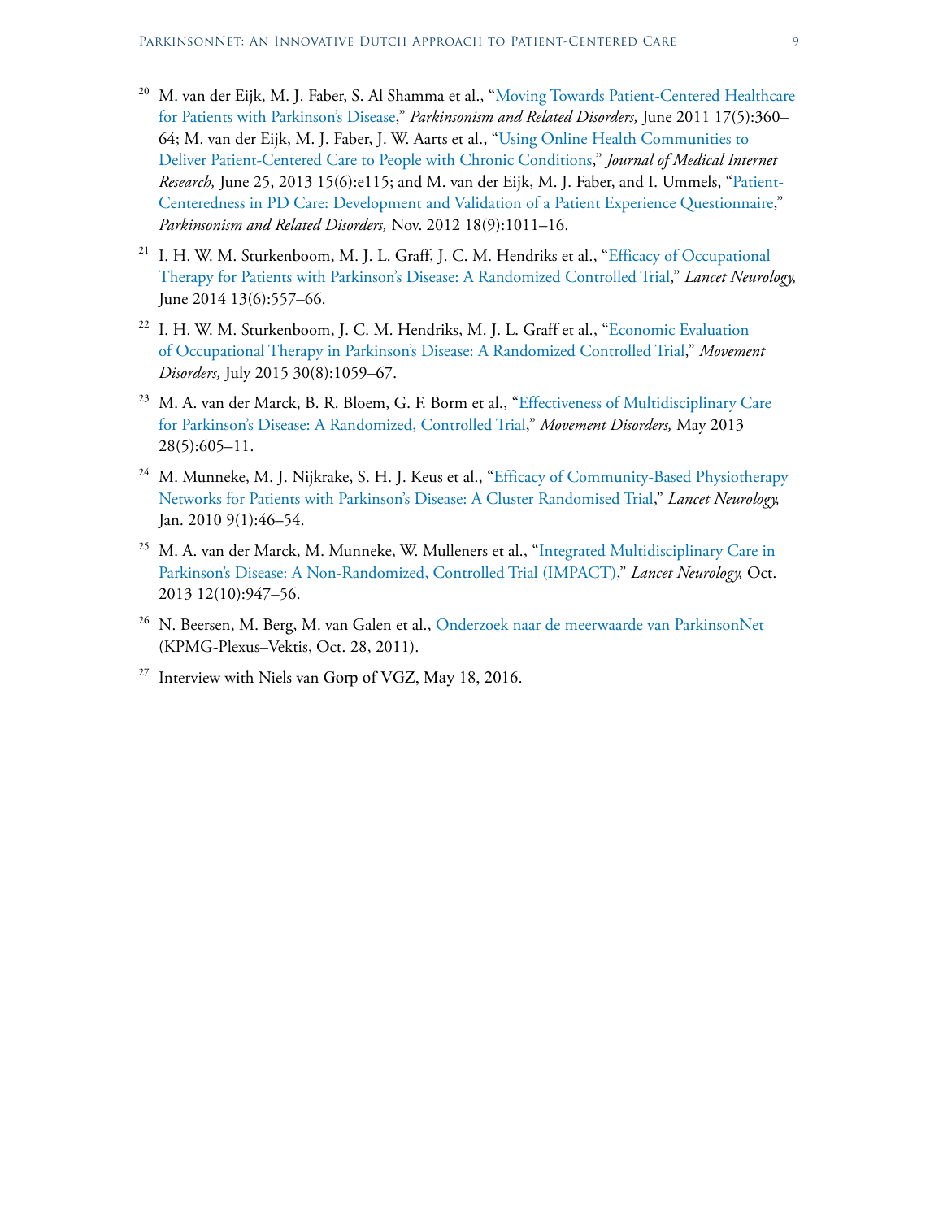[20] M. van der Eijk, M. J. Faber, S. Al Shamma et al., "Moving Towards Patient-Centered Healthcare for Patients with Parkinson's Disease," *Parkinsonism and Related Disorders,* June 2011 17(5):360–64; M. van der Eijk, M. J. Faber, J. W. Aarts et al., "Using Online Health Communities to Deliver Patient-Centered Care to People with Chronic Conditions," *Journal of Medical Internet Research,* June 25, 2013 15(6):e115; and M. van der Eijk, M. J. Faber, and I. Ummels, "Patient-Centeredness in PD Care: Development and Validation of a Patient Experience Questionnaire," *Parkinsonism and Related Disorders,* Nov. 2012 18(9):1011–16.

[21] I. H. W. M. Sturkenboom, M. J. L. Graff, J. C. M. Hendriks et al., "Efficacy of Occupational Therapy for Patients with Parkinson's Disease: A Randomized Controlled Trial," *Lancet Neurology,* June 2014 13(6):557–66.

[22] I. H. W. M. Sturkenboom, J. C. M. Hendriks, M. J. L. Graff et al., "Economic Evaluation of Occupational Therapy in Parkinson's Disease: A Randomized Controlled Trial," *Movement Disorders,* July 2015 30(8):1059–67.

[23] M. A. van der Marck, B. R. Bloem, G. F. Borm et al., "Effectiveness of Multidisciplinary Care for Parkinson's Disease: A Randomized, Controlled Trial," *Movement Disorders,* May 2013 28(5):605–11.

[24] M. Munneke, M. J. Nijkrake, S. H. J. Keus et al., "Efficacy of Community-Based Physiotherapy Networks for Patients with Parkinson's Disease: A Cluster Randomised Trial," *Lancet Neurology,* Jan. 2010 9(1):46–54.

[25] M. A. van der Marck, M. Munneke, W. Mulleners et al., "Integrated Multidisciplinary Care in Parkinson's Disease: A Non-Randomized, Controlled Trial (IMPACT)," *Lancet Neurology,* Oct. 2013 12(10):947–56.

[26] N. Beersen, M. Berg, M. van Galen et al., Onderzoek naar de meerwaarde van ParkinsonNet (KPMG-Plexus–Vektis, Oct. 28, 2011).

[27] Interview with Niels van Gorp of VGZ, May 18, 2016.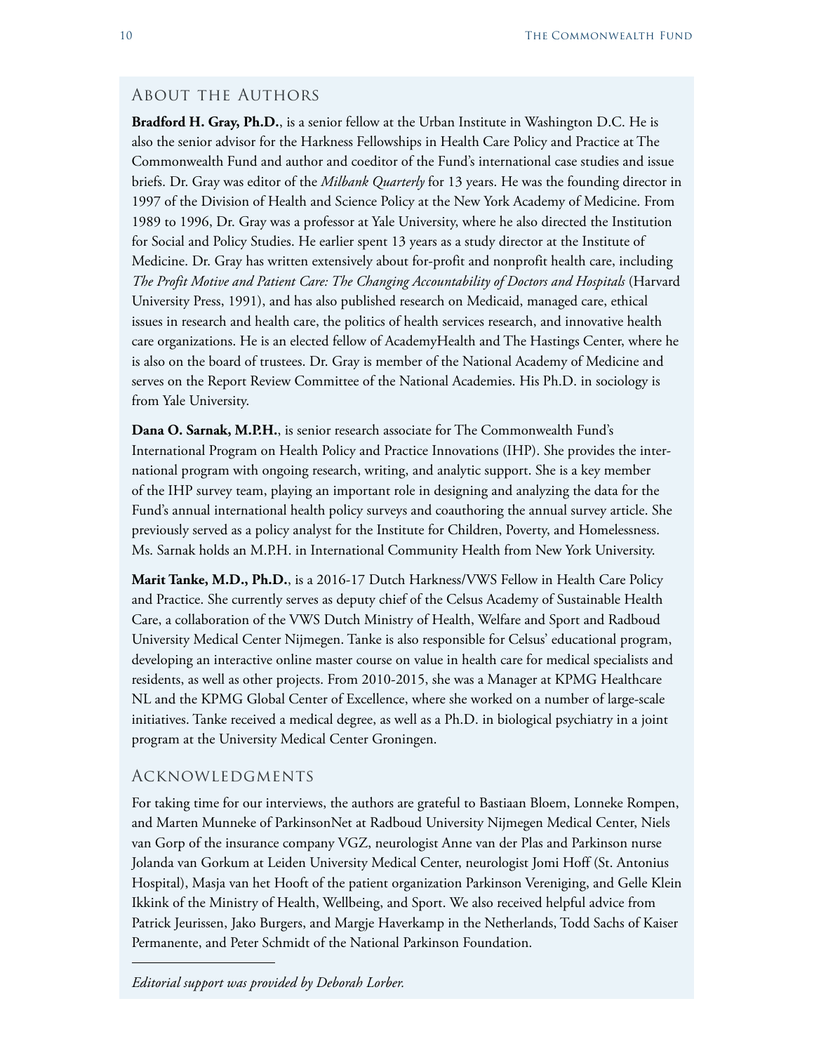## About the Authors

**Bradford H. Gray, Ph.D.**, is a senior fellow at the Urban Institute in Washington D.C. He is also the senior advisor for the Harkness Fellowships in Health Care Policy and Practice at The Commonwealth Fund and author and coeditor of the Fund's international case studies and issue briefs. Dr. Gray was editor of the *Milbank Quarterly* for 13 years. He was the founding director in 1997 of the Division of Health and Science Policy at the New York Academy of Medicine. From 1989 to 1996, Dr. Gray was a professor at Yale University, where he also directed the Institution for Social and Policy Studies. He earlier spent 13 years as a study director at the Institute of Medicine. Dr. Gray has written extensively about for-profit and nonprofit health care, including *The Profit Motive and Patient Care: The Changing Accountability of Doctors and Hospitals* (Harvard University Press, 1991), and has also published research on Medicaid, managed care, ethical issues in research and health care, the politics of health services research, and innovative health care organizations. He is an elected fellow of AcademyHealth and The Hastings Center, where he is also on the board of trustees. Dr. Gray is member of the National Academy of Medicine and serves on the Report Review Committee of the National Academies. His Ph.D. in sociology is from Yale University.

**Dana O. Sarnak, M.P.H.**, is senior research associate for The Commonwealth Fund's International Program on Health Policy and Practice Innovations (IHP). She provides the international program with ongoing research, writing, and analytic support. She is a key member of the IHP survey team, playing an important role in designing and analyzing the data for the Fund's annual international health policy surveys and coauthoring the annual survey article. She previously served as a policy analyst for the Institute for Children, Poverty, and Homelessness. Ms. Sarnak holds an M.P.H. in International Community Health from New York University.

**Marit Tanke, M.D., Ph.D.**, is a 2016-17 Dutch Harkness/VWS Fellow in Health Care Policy and Practice. She currently serves as deputy chief of the Celsus Academy of Sustainable Health Care, a collaboration of the VWS Dutch Ministry of Health, Welfare and Sport and Radboud University Medical Center Nijmegen. Tanke is also responsible for Celsus' educational program, developing an interactive online master course on value in health care for medical specialists and residents, as well as other projects. From 2010-2015, she was a Manager at KPMG Healthcare NL and the KPMG Global Center of Excellence, where she worked on a number of large-scale initiatives. Tanke received a medical degree, as well as a Ph.D. in biological psychiatry in a joint program at the University Medical Center Groningen.

## Acknowledgments

For taking time for our interviews, the authors are grateful to Bastiaan Bloem, Lonneke Rompen, and Marten Munneke of ParkinsonNet at Radboud University Nijmegen Medical Center, Niels van Gorp of the insurance company VGZ, neurologist Anne van der Plas and Parkinson nurse Jolanda van Gorkum at Leiden University Medical Center, neurologist Jomi Hoff (St. Antonius Hospital), Masja van het Hooft of the patient organization Parkinson Vereniging, and Gelle Klein Ikkink of the Ministry of Health, Wellbeing, and Sport. We also received helpful advice from Patrick Jeurissen, Jako Burgers, and Margje Haverkamp in the Netherlands, Todd Sachs of Kaiser Permanente, and Peter Schmidt of the National Parkinson Foundation.

---

*Editorial support was provided by Deborah Lorber.*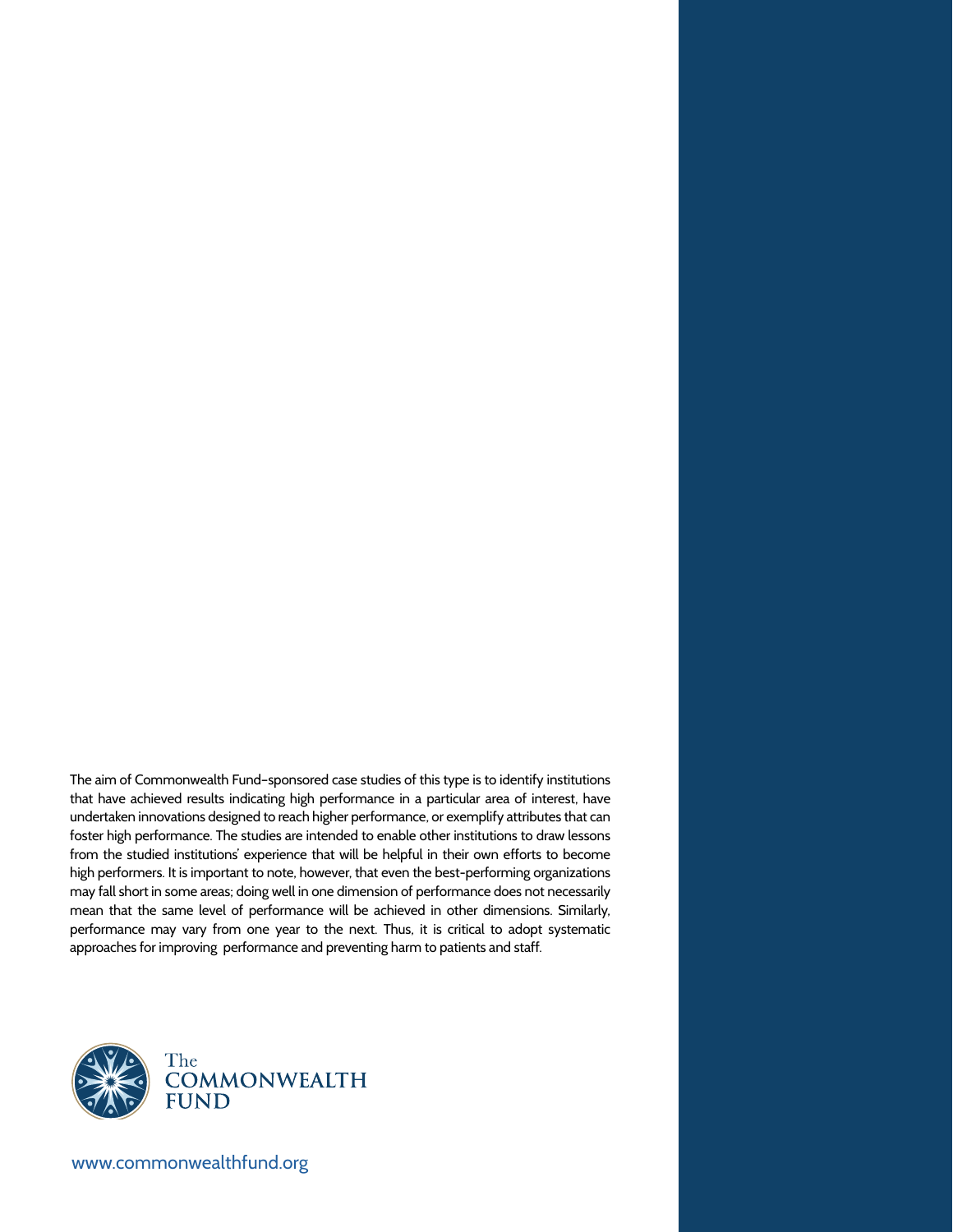The aim of Commonwealth Fund–sponsored case studies of this type is to identify institutions that have achieved results indicating high performance in a particular area of interest, have undertaken innovations designed to reach higher performance, or exemplify attributes that can foster high performance. The studies are intended to enable other institutions to draw lessons from the studied institutions' experience that will be helpful in their own efforts to become high performers. It is important to note, however, that even the best-performing organizations may fall short in some areas; doing well in one dimension of performance does not necessarily mean that the same level of performance will be achieved in other dimensions. Similarly, performance may vary from one year to the next. Thus, it is critical to adopt systematic approaches for improving performance and preventing harm to patients and staff.

The COMMONWEALTH FUND

www.commonwealthfund.org